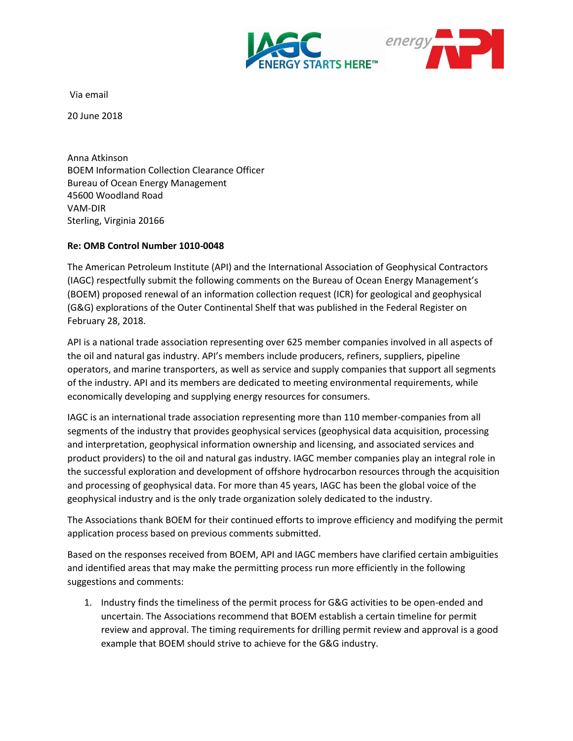Via email

20 June 2018

Anna Atkinson
BOEM Information Collection Clearance Officer
Bureau of Ocean Energy Management
45600 Woodland Road
VAM-DIR
Sterling, Virginia 20166

**Re: OMB Control Number 1010-0048**

The American Petroleum Institute (API) and the International Association of Geophysical Contractors (IAGC) respectfully submit the following comments on the Bureau of Ocean Energy Management's (BOEM) proposed renewal of an information collection request (ICR) for geological and geophysical (G&G) explorations of the Outer Continental Shelf that was published in the Federal Register on February 28, 2018.

API is a national trade association representing over 625 member companies involved in all aspects of the oil and natural gas industry. API's members include producers, refiners, suppliers, pipeline operators, and marine transporters, as well as service and supply companies that support all segments of the industry. API and its members are dedicated to meeting environmental requirements, while economically developing and supplying energy resources for consumers.

IAGC is an international trade association representing more than 110 member-companies from all segments of the industry that provides geophysical services (geophysical data acquisition, processing and interpretation, geophysical information ownership and licensing, and associated services and product providers) to the oil and natural gas industry. IAGC member companies play an integral role in the successful exploration and development of offshore hydrocarbon resources through the acquisition and processing of geophysical data. For more than 45 years, IAGC has been the global voice of the geophysical industry and is the only trade organization solely dedicated to the industry.

The Associations thank BOEM for their continued efforts to improve efficiency and modifying the permit application process based on previous comments submitted.

Based on the responses received from BOEM, API and IAGC members have clarified certain ambiguities and identified areas that may make the permitting process run more efficiently in the following suggestions and comments:

1. Industry finds the timeliness of the permit process for G&G activities to be open-ended and uncertain. The Associations recommend that BOEM establish a certain timeline for permit review and approval. The timing requirements for drilling permit review and approval is a good example that BOEM should strive to achieve for the G&G industry.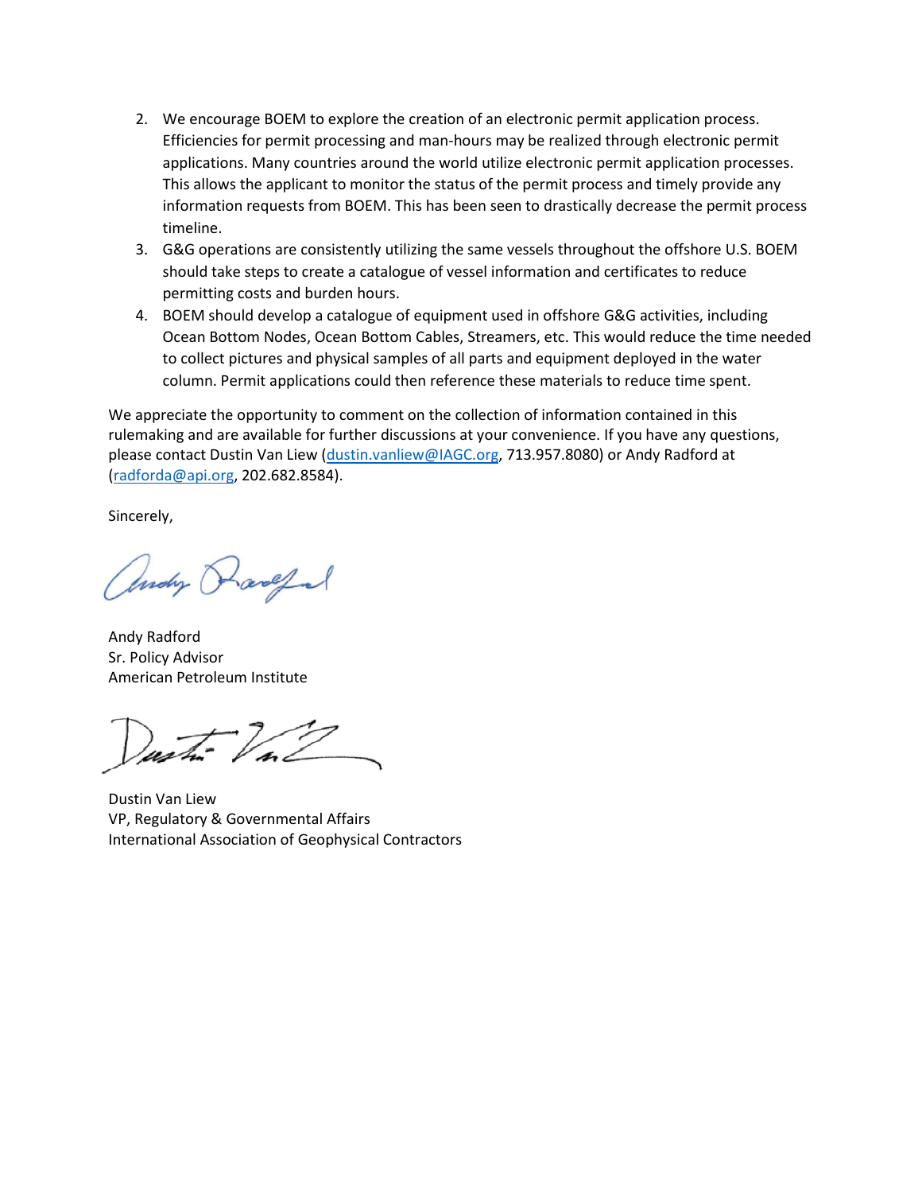2. We encourage BOEM to explore the creation of an electronic permit application process. Efficiencies for permit processing and man-hours may be realized through electronic permit applications. Many countries around the world utilize electronic permit application processes. This allows the applicant to monitor the status of the permit process and timely provide any information requests from BOEM. This has been seen to drastically decrease the permit process timeline.
3. G&G operations are consistently utilizing the same vessels throughout the offshore U.S. BOEM should take steps to create a catalogue of vessel information and certificates to reduce permitting costs and burden hours.
4. BOEM should develop a catalogue of equipment used in offshore G&G activities, including Ocean Bottom Nodes, Ocean Bottom Cables, Streamers, etc. This would reduce the time needed to collect pictures and physical samples of all parts and equipment deployed in the water column. Permit applications could then reference these materials to reduce time spent.

We appreciate the opportunity to comment on the collection of information contained in this rulemaking and are available for further discussions at your convenience. If you have any questions, please contact Dustin Van Liew (dustin.vanliew@IAGC.org, 713.957.8080) or Andy Radford at (radforda@api.org, 202.682.8584).

Sincerely,

Andy Radford
Sr. Policy Advisor
American Petroleum Institute

Dustin Van Liew
VP, Regulatory & Governmental Affairs
International Association of Geophysical Contractors